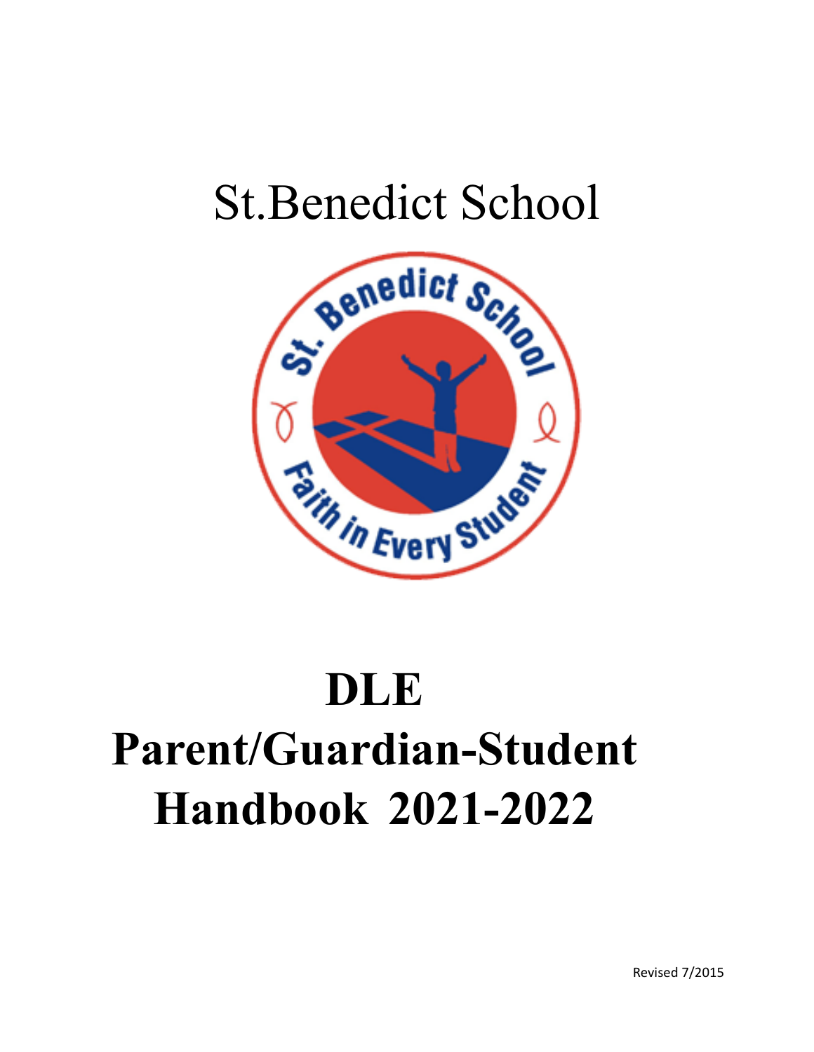# St.Benedict School

# DLE Parent/Guardian-Student Handbook 2021-2022

Revised 7/2015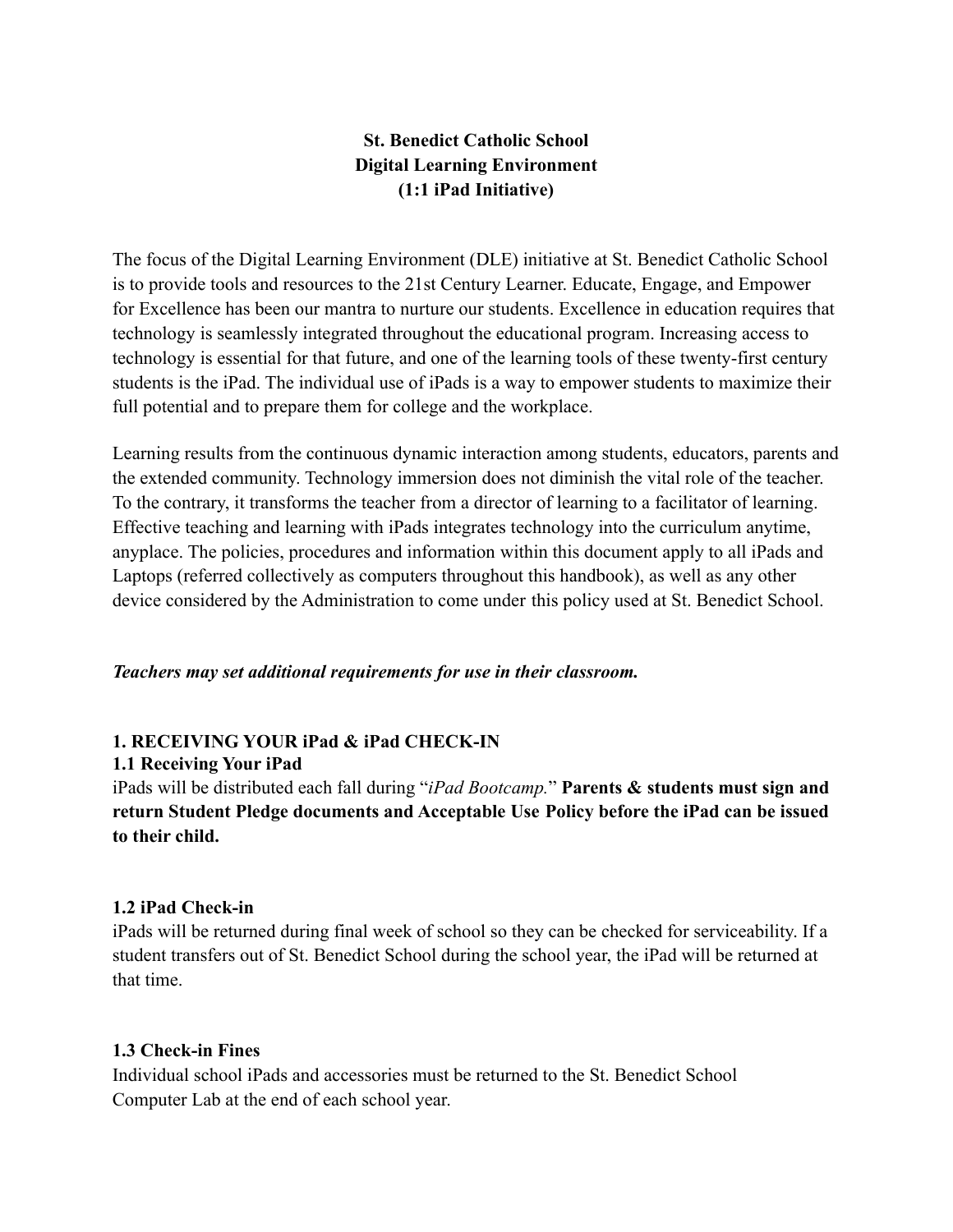# St. Benedict Catholic School
# Digital Learning Environment
# (1:1 iPad Initiative)

The focus of the Digital Learning Environment (DLE) initiative at St. Benedict Catholic School is to provide tools and resources to the 21st Century Learner. Educate, Engage, and Empower for Excellence has been our mantra to nurture our students. Excellence in education requires that technology is seamlessly integrated throughout the educational program. Increasing access to technology is essential for that future, and one of the learning tools of these twenty-first century students is the iPad. The individual use of iPads is a way to empower students to maximize their full potential and to prepare them for college and the workplace.

Learning results from the continuous dynamic interaction among students, educators, parents and the extended community. Technology immersion does not diminish the vital role of the teacher. To the contrary, it transforms the teacher from a director of learning to a facilitator of learning. Effective teaching and learning with iPads integrates technology into the curriculum anytime, anyplace. The policies, procedures and information within this document apply to all iPads and Laptops (referred collectively as computers throughout this handbook), as well as any other device considered by the Administration to come under this policy used at St. Benedict School.

***Teachers may set additional requirements for use in their classroom.***

## 1. RECEIVING YOUR iPad & iPad CHECK-IN

### 1.1 Receiving Your iPad

iPads will be distributed each fall during "*iPad Bootcamp.*" **Parents & students must sign and return Student Pledge documents and Acceptable Use Policy before the iPad can be issued to their child.**

### 1.2 iPad Check-in

iPads will be returned during final week of school so they can be checked for serviceability. If a student transfers out of St. Benedict School during the school year, the iPad will be returned at that time.

### 1.3 Check-in Fines

Individual school iPads and accessories must be returned to the St. Benedict School Computer Lab at the end of each school year.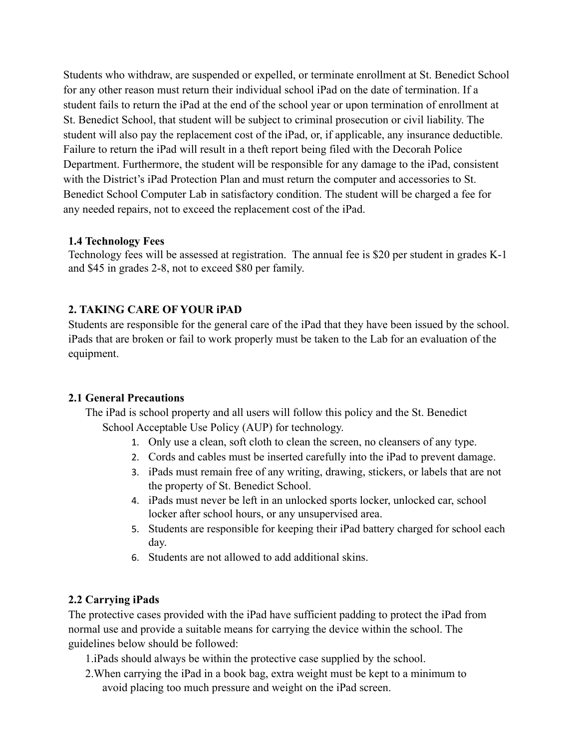Students who withdraw, are suspended or expelled, or terminate enrollment at St. Benedict School for any other reason must return their individual school iPad on the date of termination. If a student fails to return the iPad at the end of the school year or upon termination of enrollment at St. Benedict School, that student will be subject to criminal prosecution or civil liability. The student will also pay the replacement cost of the iPad, or, if applicable, any insurance deductible. Failure to return the iPad will result in a theft report being filed with the Decorah Police Department. Furthermore, the student will be responsible for any damage to the iPad, consistent with the District's iPad Protection Plan and must return the computer and accessories to St. Benedict School Computer Lab in satisfactory condition. The student will be charged a fee for any needed repairs, not to exceed the replacement cost of the iPad.

### 1.4 Technology Fees

Technology fees will be assessed at registration. The annual fee is $20 per student in grades K-1 and $45 in grades 2-8, not to exceed $80 per family.

## 2. TAKING CARE OF YOUR iPAD

Students are responsible for the general care of the iPad that they have been issued by the school. iPads that are broken or fail to work properly must be taken to the Lab for an evaluation of the equipment.

### 2.1 General Precautions

The iPad is school property and all users will follow this policy and the St. Benedict School Acceptable Use Policy (AUP) for technology.

1. Only use a clean, soft cloth to clean the screen, no cleansers of any type.
2. Cords and cables must be inserted carefully into the iPad to prevent damage.
3. iPads must remain free of any writing, drawing, stickers, or labels that are not the property of St. Benedict School.
4. iPads must never be left in an unlocked sports locker, unlocked car, school locker after school hours, or any unsupervised area.
5. Students are responsible for keeping their iPad battery charged for school each day.
6. Students are not allowed to add additional skins.

### 2.2 Carrying iPads

The protective cases provided with the iPad have sufficient padding to protect the iPad from normal use and provide a suitable means for carrying the device within the school. The guidelines below should be followed:

1. iPads should always be within the protective case supplied by the school.
2. When carrying the iPad in a book bag, extra weight must be kept to a minimum to avoid placing too much pressure and weight on the iPad screen.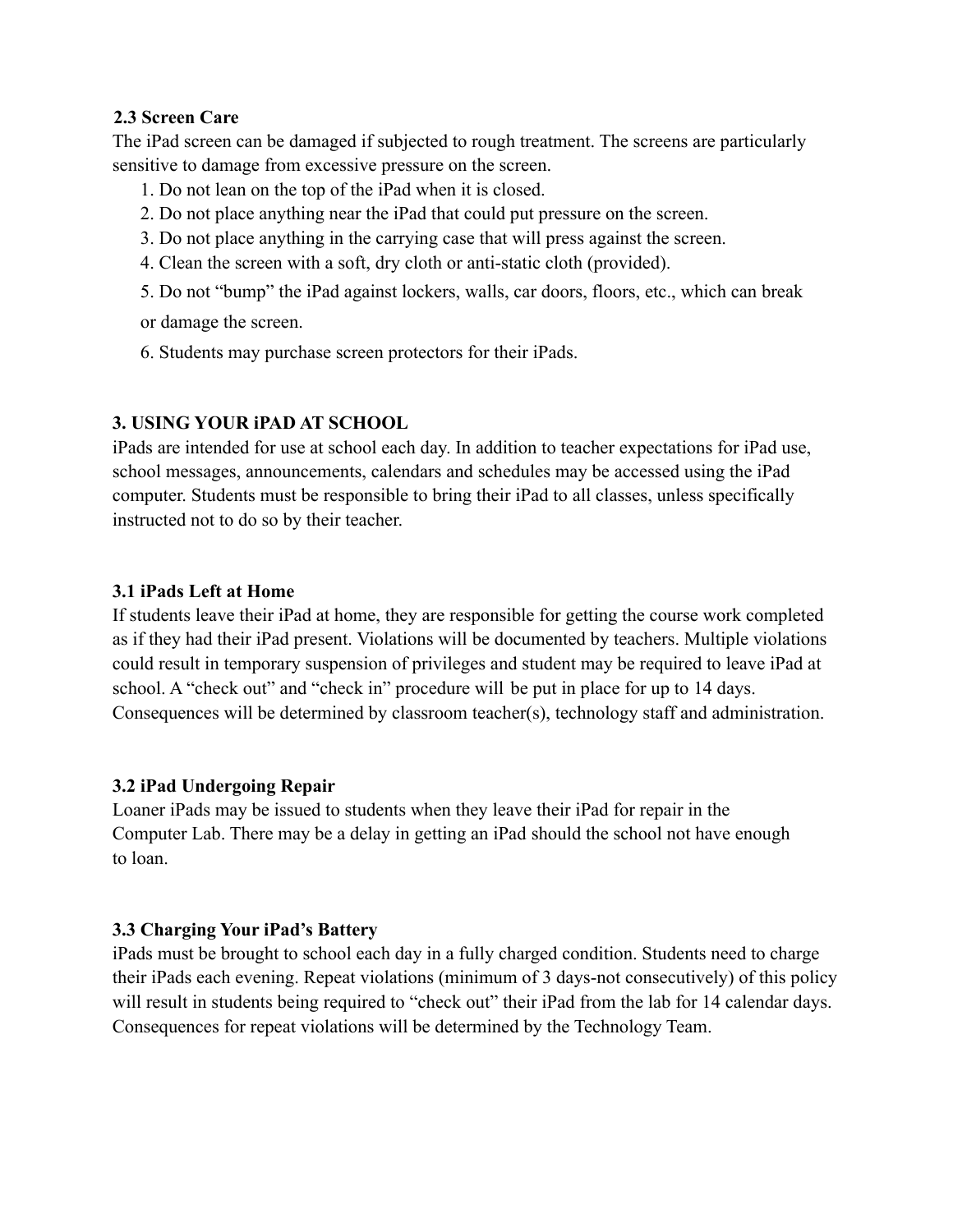### 2.3 Screen Care

The iPad screen can be damaged if subjected to rough treatment. The screens are particularly sensitive to damage from excessive pressure on the screen.

1. Do not lean on the top of the iPad when it is closed.
2. Do not place anything near the iPad that could put pressure on the screen.
3. Do not place anything in the carrying case that will press against the screen.
4. Clean the screen with a soft, dry cloth or anti-static cloth (provided).
5. Do not “bump” the iPad against lockers, walls, car doors, floors, etc., which can break or damage the screen.
6. Students may purchase screen protectors for their iPads.

## 3. USING YOUR iPAD AT SCHOOL

iPads are intended for use at school each day. In addition to teacher expectations for iPad use, school messages, announcements, calendars and schedules may be accessed using the iPad computer. Students must be responsible to bring their iPad to all classes, unless specifically instructed not to do so by their teacher.

### 3.1 iPads Left at Home

If students leave their iPad at home, they are responsible for getting the course work completed as if they had their iPad present. Violations will be documented by teachers. Multiple violations could result in temporary suspension of privileges and student may be required to leave iPad at school. A “check out” and “check in” procedure will be put in place for up to 14 days. Consequences will be determined by classroom teacher(s), technology staff and administration.

### 3.2 iPad Undergoing Repair

Loaner iPads may be issued to students when they leave their iPad for repair in the Computer Lab. There may be a delay in getting an iPad should the school not have enough to loan.

### 3.3 Charging Your iPad’s Battery

iPads must be brought to school each day in a fully charged condition. Students need to charge their iPads each evening. Repeat violations (minimum of 3 days-not consecutively) of this policy will result in students being required to “check out” their iPad from the lab for 14 calendar days. Consequences for repeat violations will be determined by the Technology Team.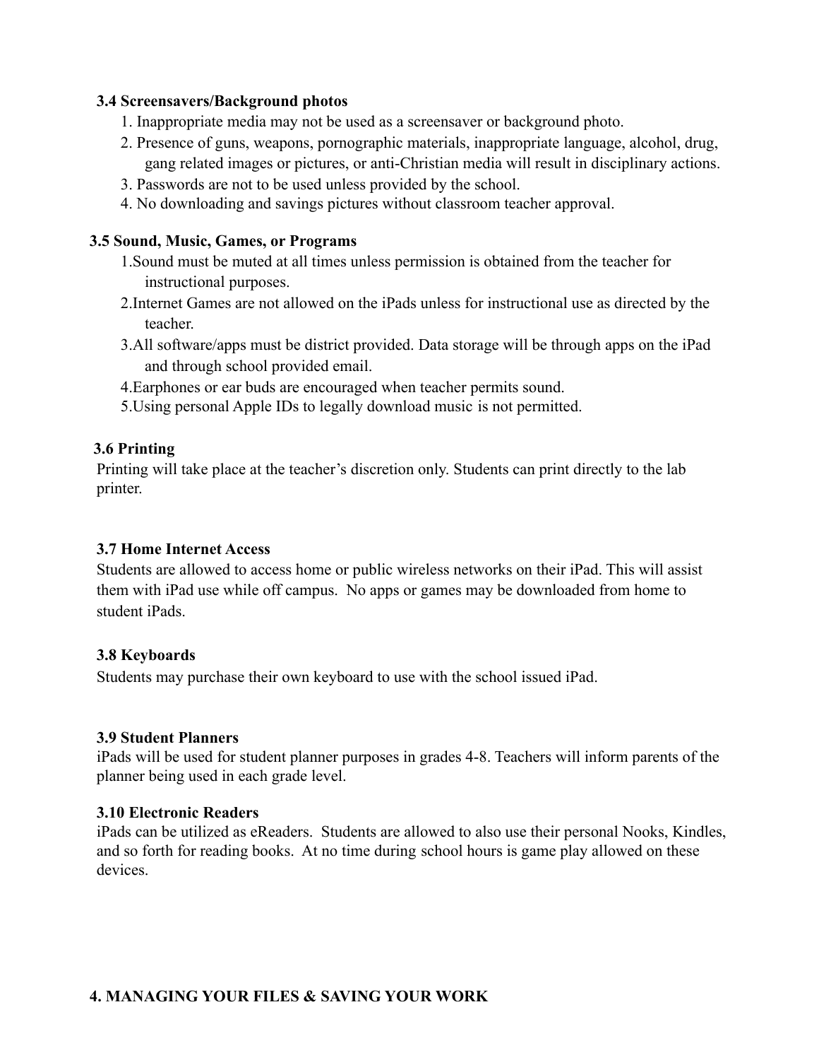### 3.4 Screensavers/Background photos

1. Inappropriate media may not be used as a screensaver or background photo.
2. Presence of guns, weapons, pornographic materials, inappropriate language, alcohol, drug, gang related images or pictures, or anti-Christian media will result in disciplinary actions.
3. Passwords are not to be used unless provided by the school.
4. No downloading and savings pictures without classroom teacher approval.

### 3.5 Sound, Music, Games, or Programs

1. Sound must be muted at all times unless permission is obtained from the teacher for instructional purposes.
2. Internet Games are not allowed on the iPads unless for instructional use as directed by the teacher.
3. All software/apps must be district provided. Data storage will be through apps on the iPad and through school provided email.
4. Earphones or ear buds are encouraged when teacher permits sound.
5. Using personal Apple IDs to legally download music is not permitted.

### 3.6 Printing

Printing will take place at the teacher's discretion only. Students can print directly to the lab printer.

### 3.7 Home Internet Access

Students are allowed to access home or public wireless networks on their iPad. This will assist them with iPad use while off campus. No apps or games may be downloaded from home to student iPads.

### 3.8 Keyboards

Students may purchase their own keyboard to use with the school issued iPad.

### 3.9 Student Planners

iPads will be used for student planner purposes in grades 4-8. Teachers will inform parents of the planner being used in each grade level.

### 3.10 Electronic Readers

iPads can be utilized as eReaders. Students are allowed to also use their personal Nooks, Kindles, and so forth for reading books. At no time during school hours is game play allowed on these devices.

## 4. MANAGING YOUR FILES & SAVING YOUR WORK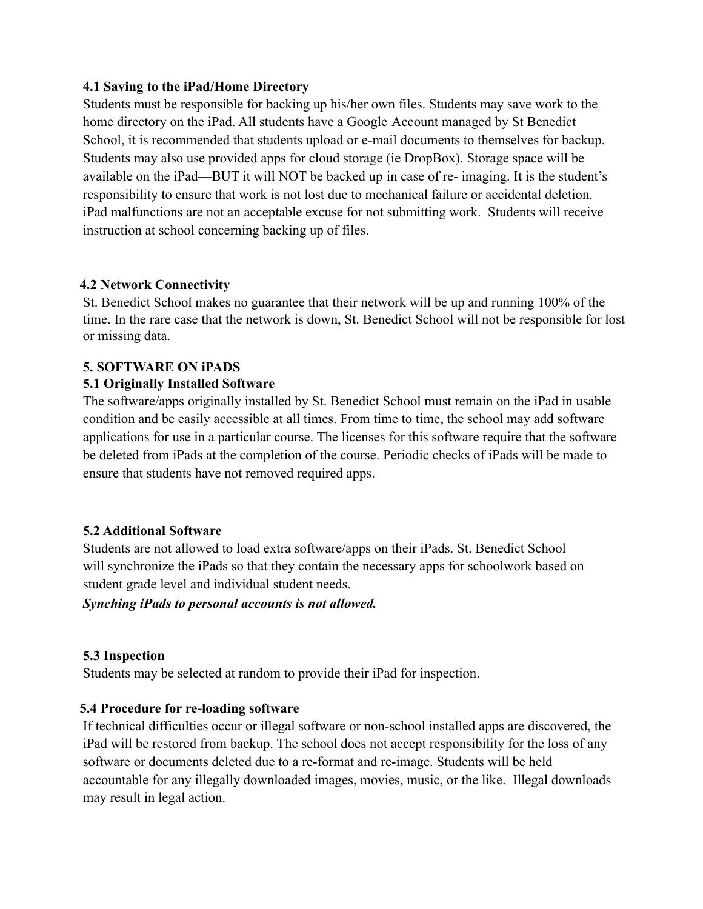### 4.1 Saving to the iPad/Home Directory

Students must be responsible for backing up his/her own files. Students may save work to the home directory on the iPad. All students have a Google Account managed by St Benedict School, it is recommended that students upload or e-mail documents to themselves for backup. Students may also use provided apps for cloud storage (ie DropBox). Storage space will be available on the iPad—BUT it will NOT be backed up in case of re- imaging. It is the student's responsibility to ensure that work is not lost due to mechanical failure or accidental deletion. iPad malfunctions are not an acceptable excuse for not submitting work. Students will receive instruction at school concerning backing up of files.

### 4.2 Network Connectivity

St. Benedict School makes no guarantee that their network will be up and running 100% of the time. In the rare case that the network is down, St. Benedict School will not be responsible for lost or missing data.

## 5. SOFTWARE ON iPADS

### 5.1 Originally Installed Software

The software/apps originally installed by St. Benedict School must remain on the iPad in usable condition and be easily accessible at all times. From time to time, the school may add software applications for use in a particular course. The licenses for this software require that the software be deleted from iPads at the completion of the course. Periodic checks of iPads will be made to ensure that students have not removed required apps.

### 5.2 Additional Software

Students are not allowed to load extra software/apps on their iPads. St. Benedict School will synchronize the iPads so that they contain the necessary apps for schoolwork based on student grade level and individual student needs.

***Synching iPads to personal accounts is not allowed.***

### 5.3 Inspection

Students may be selected at random to provide their iPad for inspection.

### 5.4 Procedure for re-loading software

If technical difficulties occur or illegal software or non-school installed apps are discovered, the iPad will be restored from backup. The school does not accept responsibility for the loss of any software or documents deleted due to a re-format and re-image. Students will be held accountable for any illegally downloaded images, movies, music, or the like. Illegal downloads may result in legal action.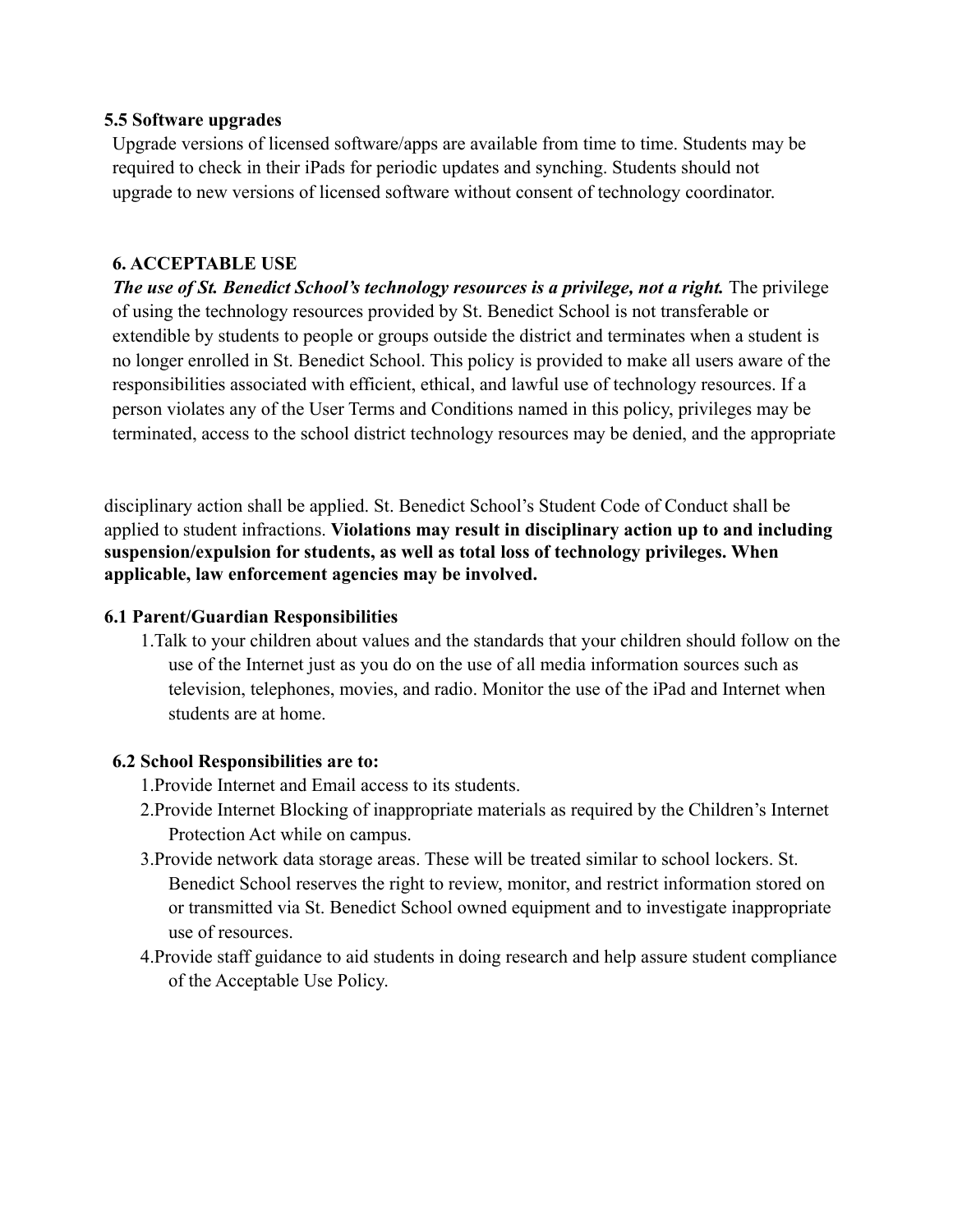### 5.5 Software upgrades

Upgrade versions of licensed software/apps are available from time to time. Students may be required to check in their iPads for periodic updates and synching. Students should not upgrade to new versions of licensed software without consent of technology coordinator.

## 6. ACCEPTABLE USE

***The use of St. Benedict School's technology resources is a privilege, not a right.*** The privilege of using the technology resources provided by St. Benedict School is not transferable or extendible by students to people or groups outside the district and terminates when a student is no longer enrolled in St. Benedict School. This policy is provided to make all users aware of the responsibilities associated with efficient, ethical, and lawful use of technology resources. If a person violates any of the User Terms and Conditions named in this policy, privileges may be terminated, access to the school district technology resources may be denied, and the appropriate disciplinary action shall be applied. St. Benedict School's Student Code of Conduct shall be applied to student infractions. **Violations may result in disciplinary action up to and including suspension/expulsion for students, as well as total loss of technology privileges. When applicable, law enforcement agencies may be involved.**

### 6.1 Parent/Guardian Responsibilities

1. Talk to your children about values and the standards that your children should follow on the use of the Internet just as you do on the use of all media information sources such as television, telephones, movies, and radio. Monitor the use of the iPad and Internet when students are at home.

### 6.2 School Responsibilities are to:

1. Provide Internet and Email access to its students.
2. Provide Internet Blocking of inappropriate materials as required by the Children's Internet Protection Act while on campus.
3. Provide network data storage areas. These will be treated similar to school lockers. St. Benedict School reserves the right to review, monitor, and restrict information stored on or transmitted via St. Benedict School owned equipment and to investigate inappropriate use of resources.
4. Provide staff guidance to aid students in doing research and help assure student compliance of the Acceptable Use Policy.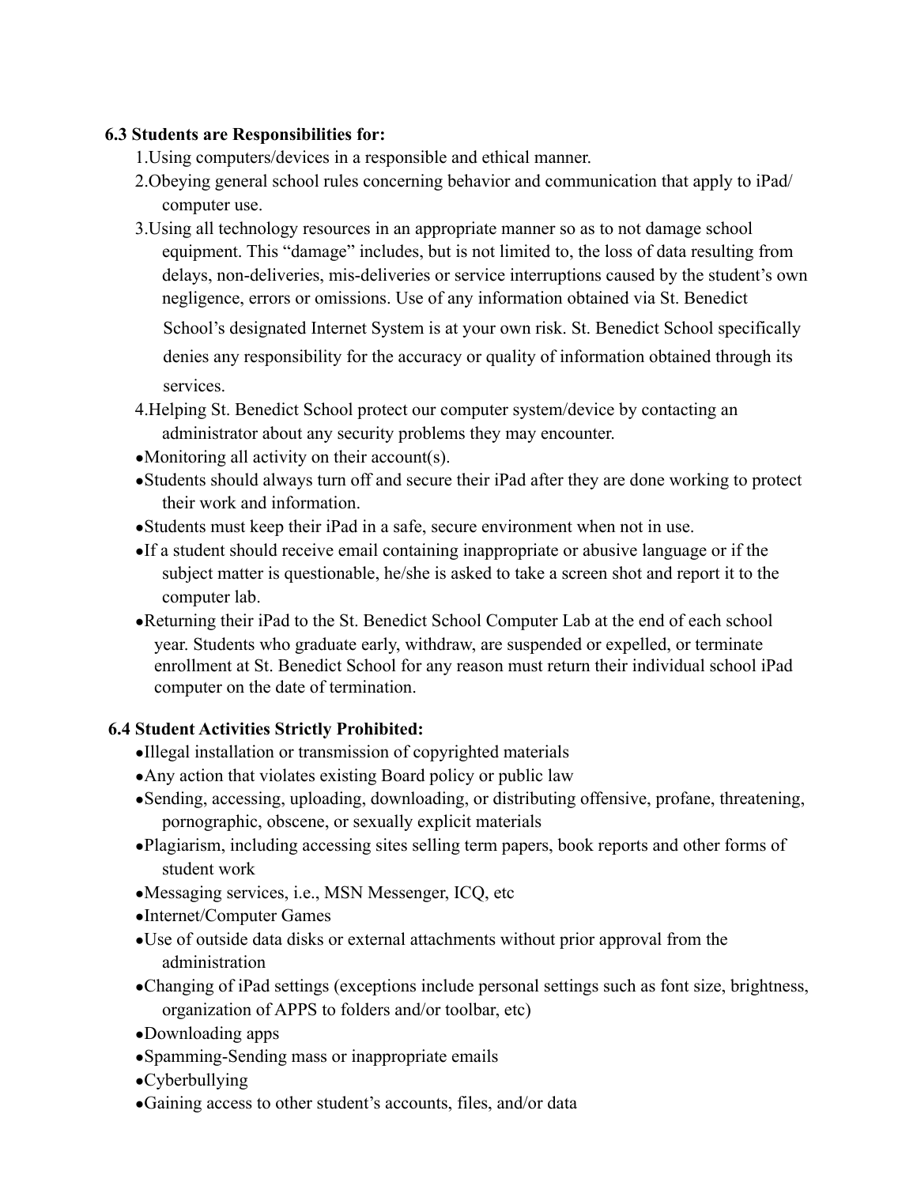### 6.3 Students are Responsibilities for:

1. Using computers/devices in a responsible and ethical manner.
2. Obeying general school rules concerning behavior and communication that apply to iPad/ computer use.
3. Using all technology resources in an appropriate manner so as to not damage school equipment. This "damage" includes, but is not limited to, the loss of data resulting from delays, non-deliveries, mis-deliveries or service interruptions caused by the student's own negligence, errors or omissions. Use of any information obtained via St. Benedict School's designated Internet System is at your own risk. St. Benedict School specifically denies any responsibility for the accuracy or quality of information obtained through its services.
4. Helping St. Benedict School protect our computer system/device by contacting an administrator about any security problems they may encounter.

- Monitoring all activity on their account(s).
- Students should always turn off and secure their iPad after they are done working to protect their work and information.
- Students must keep their iPad in a safe, secure environment when not in use.
- If a student should receive email containing inappropriate or abusive language or if the subject matter is questionable, he/she is asked to take a screen shot and report it to the computer lab.
- Returning their iPad to the St. Benedict School Computer Lab at the end of each school year. Students who graduate early, withdraw, are suspended or expelled, or terminate enrollment at St. Benedict School for any reason must return their individual school iPad computer on the date of termination.

### 6.4 Student Activities Strictly Prohibited:

- Illegal installation or transmission of copyrighted materials
- Any action that violates existing Board policy or public law
- Sending, accessing, uploading, downloading, or distributing offensive, profane, threatening, pornographic, obscene, or sexually explicit materials
- Plagiarism, including accessing sites selling term papers, book reports and other forms of student work
- Messaging services, i.e., MSN Messenger, ICQ, etc
- Internet/Computer Games
- Use of outside data disks or external attachments without prior approval from the administration
- Changing of iPad settings (exceptions include personal settings such as font size, brightness, organization of APPS to folders and/or toolbar, etc)
- Downloading apps
- Spamming-Sending mass or inappropriate emails
- Cyberbullying
- Gaining access to other student's accounts, files, and/or data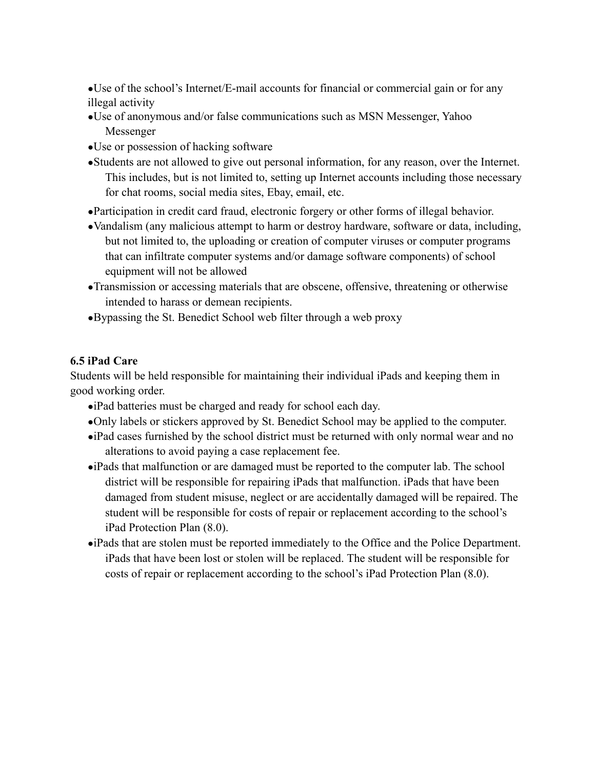- Use of the school's Internet/E-mail accounts for financial or commercial gain or for any illegal activity
- Use of anonymous and/or false communications such as MSN Messenger, Yahoo Messenger
- Use or possession of hacking software
- Students are not allowed to give out personal information, for any reason, over the Internet. This includes, but is not limited to, setting up Internet accounts including those necessary for chat rooms, social media sites, Ebay, email, etc.
- Participation in credit card fraud, electronic forgery or other forms of illegal behavior.
- Vandalism (any malicious attempt to harm or destroy hardware, software or data, including, but not limited to, the uploading or creation of computer viruses or computer programs that can infiltrate computer systems and/or damage software components) of school equipment will not be allowed
- Transmission or accessing materials that are obscene, offensive, threatening or otherwise intended to harass or demean recipients.
- Bypassing the St. Benedict School web filter through a web proxy

**6.5 iPad Care**

Students will be held responsible for maintaining their individual iPads and keeping them in good working order.

- iPad batteries must be charged and ready for school each day.
- Only labels or stickers approved by St. Benedict School may be applied to the computer.
- iPad cases furnished by the school district must be returned with only normal wear and no alterations to avoid paying a case replacement fee.
- iPads that malfunction or are damaged must be reported to the computer lab. The school district will be responsible for repairing iPads that malfunction. iPads that have been damaged from student misuse, neglect or are accidentally damaged will be repaired. The student will be responsible for costs of repair or replacement according to the school's iPad Protection Plan (8.0).
- iPads that are stolen must be reported immediately to the Office and the Police Department. iPads that have been lost or stolen will be replaced. The student will be responsible for costs of repair or replacement according to the school's iPad Protection Plan (8.0).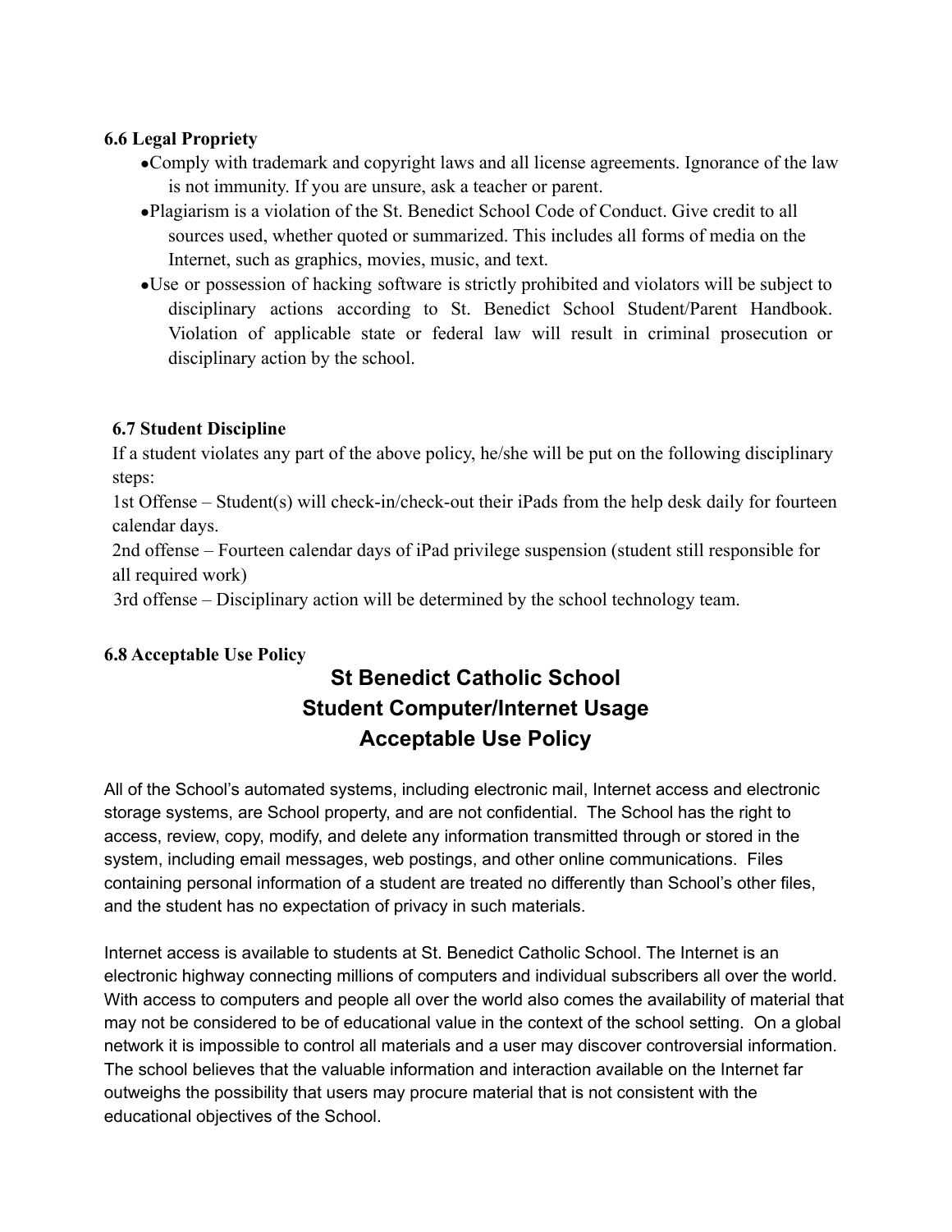### 6.6 Legal Propriety

- Comply with trademark and copyright laws and all license agreements. Ignorance of the law is not immunity. If you are unsure, ask a teacher or parent.
- Plagiarism is a violation of the St. Benedict School Code of Conduct. Give credit to all sources used, whether quoted or summarized. This includes all forms of media on the Internet, such as graphics, movies, music, and text.
- Use or possession of hacking software is strictly prohibited and violators will be subject to disciplinary actions according to St. Benedict School Student/Parent Handbook. Violation of applicable state or federal law will result in criminal prosecution or disciplinary action by the school.

### 6.7 Student Discipline

If a student violates any part of the above policy, he/she will be put on the following disciplinary steps:

1st Offense – Student(s) will check-in/check-out their iPads from the help desk daily for fourteen calendar days.

2nd offense – Fourteen calendar days of iPad privilege suspension (student still responsible for all required work)

3rd offense – Disciplinary action will be determined by the school technology team.

### 6.8 Acceptable Use Policy

## St Benedict Catholic School
## Student Computer/Internet Usage
## Acceptable Use Policy

All of the School's automated systems, including electronic mail, Internet access and electronic storage systems, are School property, and are not confidential. The School has the right to access, review, copy, modify, and delete any information transmitted through or stored in the system, including email messages, web postings, and other online communications. Files containing personal information of a student are treated no differently than School's other files, and the student has no expectation of privacy in such materials.

Internet access is available to students at St. Benedict Catholic School. The Internet is an electronic highway connecting millions of computers and individual subscribers all over the world. With access to computers and people all over the world also comes the availability of material that may not be considered to be of educational value in the context of the school setting. On a global network it is impossible to control all materials and a user may discover controversial information. The school believes that the valuable information and interaction available on the Internet far outweighs the possibility that users may procure material that is not consistent with the educational objectives of the School.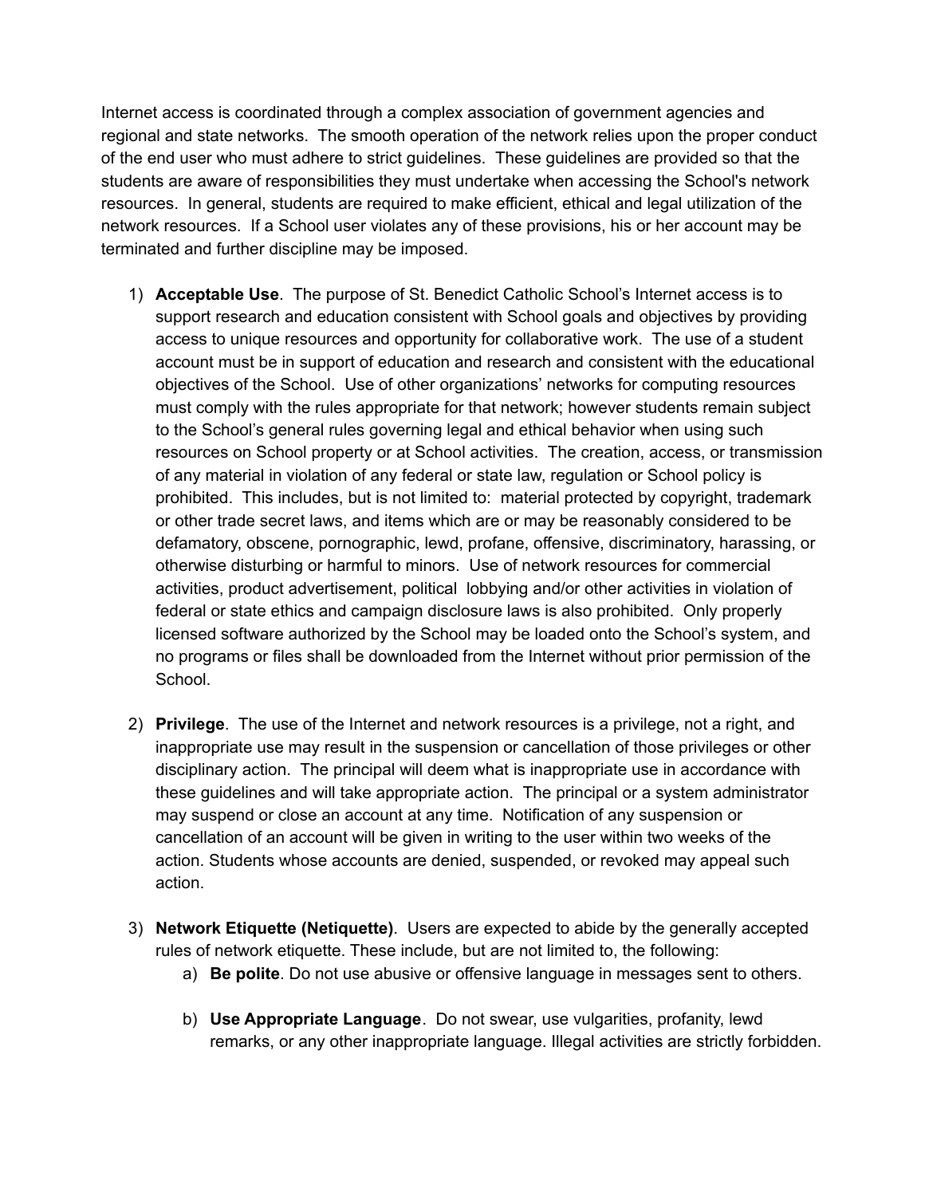Internet access is coordinated through a complex association of government agencies and regional and state networks. The smooth operation of the network relies upon the proper conduct of the end user who must adhere to strict guidelines. These guidelines are provided so that the students are aware of responsibilities they must undertake when accessing the School's network resources. In general, students are required to make efficient, ethical and legal utilization of the network resources. If a School user violates any of these provisions, his or her account may be terminated and further discipline may be imposed.

1) **Acceptable Use**. The purpose of St. Benedict Catholic School's Internet access is to support research and education consistent with School goals and objectives by providing access to unique resources and opportunity for collaborative work. The use of a student account must be in support of education and research and consistent with the educational objectives of the School. Use of other organizations' networks for computing resources must comply with the rules appropriate for that network; however students remain subject to the School's general rules governing legal and ethical behavior when using such resources on School property or at School activities. The creation, access, or transmission of any material in violation of any federal or state law, regulation or School policy is prohibited. This includes, but is not limited to: material protected by copyright, trademark or other trade secret laws, and items which are or may be reasonably considered to be defamatory, obscene, pornographic, lewd, profane, offensive, discriminatory, harassing, or otherwise disturbing or harmful to minors. Use of network resources for commercial activities, product advertisement, political lobbying and/or other activities in violation of federal or state ethics and campaign disclosure laws is also prohibited. Only properly licensed software authorized by the School may be loaded onto the School's system, and no programs or files shall be downloaded from the Internet without prior permission of the School.

2) **Privilege**. The use of the Internet and network resources is a privilege, not a right, and inappropriate use may result in the suspension or cancellation of those privileges or other disciplinary action. The principal will deem what is inappropriate use in accordance with these guidelines and will take appropriate action. The principal or a system administrator may suspend or close an account at any time. Notification of any suspension or cancellation of an account will be given in writing to the user within two weeks of the action. Students whose accounts are denied, suspended, or revoked may appeal such action.

3) **Network Etiquette (Netiquette)**. Users are expected to abide by the generally accepted rules of network etiquette. These include, but are not limited to, the following:
   a) **Be polite**. Do not use abusive or offensive language in messages sent to others.

   b) **Use Appropriate Language**. Do not swear, use vulgarities, profanity, lewd remarks, or any other inappropriate language. Illegal activities are strictly forbidden.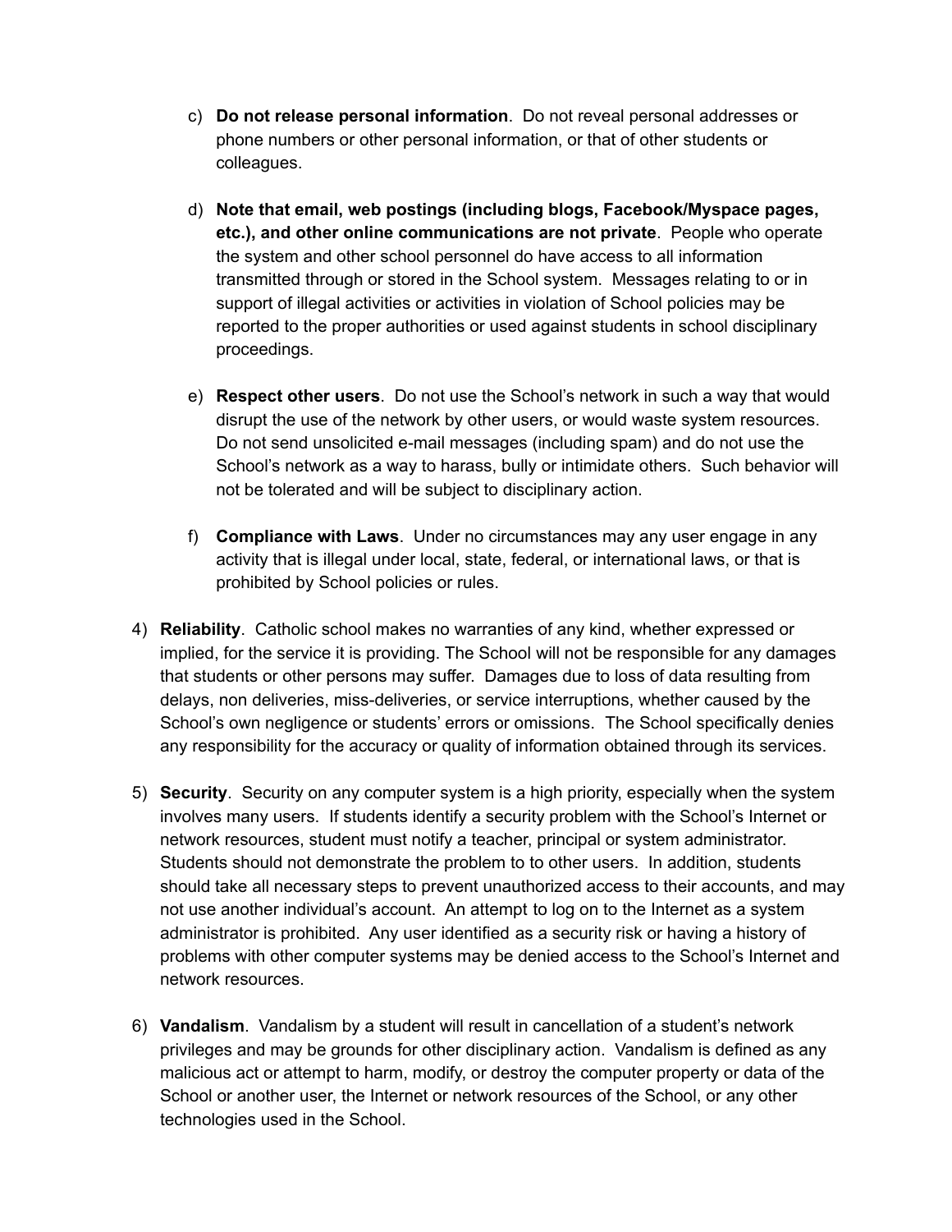c) **Do not release personal information**.  Do not reveal personal addresses or phone numbers or other personal information, or that of other students or colleagues.

d) **Note that email, web postings (including blogs, Facebook/Myspace pages, etc.), and other online communications are not private**.  People who operate the system and other school personnel do have access to all information transmitted through or stored in the School system.  Messages relating to or in support of illegal activities or activities in violation of School policies may be reported to the proper authorities or used against students in school disciplinary proceedings.

e) **Respect other users**.  Do not use the School's network in such a way that would disrupt the use of the network by other users, or would waste system resources. Do not send unsolicited e-mail messages (including spam) and do not use the School's network as a way to harass, bully or intimidate others.  Such behavior will not be tolerated and will be subject to disciplinary action.

f) **Compliance with Laws**.  Under no circumstances may any user engage in any activity that is illegal under local, state, federal, or international laws, or that is prohibited by School policies or rules.

4) **Reliability**.  Catholic school makes no warranties of any kind, whether expressed or implied, for the service it is providing. The School will not be responsible for any damages that students or other persons may suffer.  Damages due to loss of data resulting from delays, non deliveries, miss-deliveries, or service interruptions, whether caused by the School's own negligence or students' errors or omissions.  The School specifically denies any responsibility for the accuracy or quality of information obtained through its services.

5) **Security**.  Security on any computer system is a high priority, especially when the system involves many users.  If students identify a security problem with the School's Internet or network resources, student must notify a teacher, principal or system administrator. Students should not demonstrate the problem to to other users.  In addition, students should take all necessary steps to prevent unauthorized access to their accounts, and may not use another individual's account.  An attempt to log on to the Internet as a system administrator is prohibited.  Any user identified as a security risk or having a history of problems with other computer systems may be denied access to the School's Internet and network resources.

6) **Vandalism**.  Vandalism by a student will result in cancellation of a student's network privileges and may be grounds for other disciplinary action.  Vandalism is defined as any malicious act or attempt to harm, modify, or destroy the computer property or data of the School or another user, the Internet or network resources of the School, or any other technologies used in the School.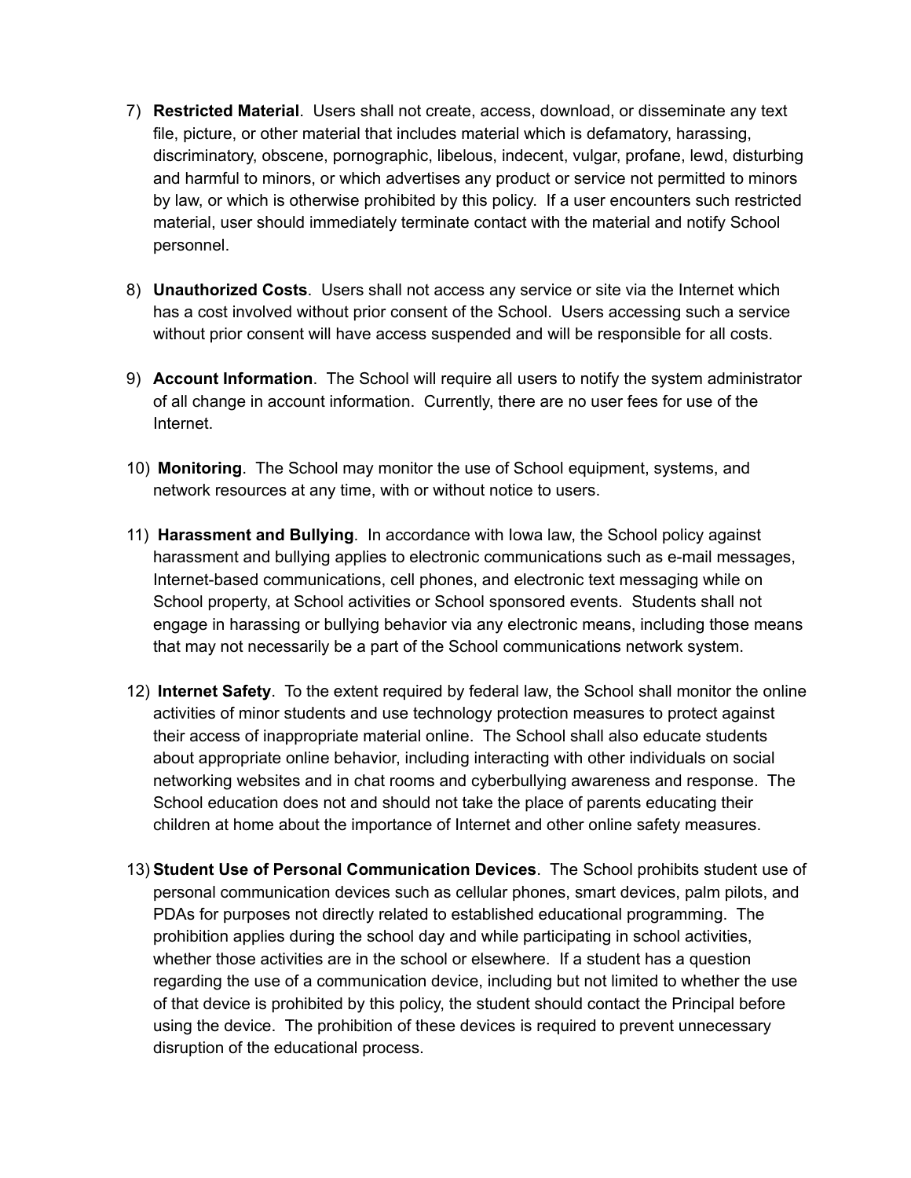7) **Restricted Material**. Users shall not create, access, download, or disseminate any text file, picture, or other material that includes material which is defamatory, harassing, discriminatory, obscene, pornographic, libelous, indecent, vulgar, profane, lewd, disturbing and harmful to minors, or which advertises any product or service not permitted to minors by law, or which is otherwise prohibited by this policy. If a user encounters such restricted material, user should immediately terminate contact with the material and notify School personnel.

8) **Unauthorized Costs**. Users shall not access any service or site via the Internet which has a cost involved without prior consent of the School. Users accessing such a service without prior consent will have access suspended and will be responsible for all costs.

9) **Account Information**. The School will require all users to notify the system administrator of all change in account information. Currently, there are no user fees for use of the Internet.

10) **Monitoring**. The School may monitor the use of School equipment, systems, and network resources at any time, with or without notice to users.

11) **Harassment and Bullying**. In accordance with Iowa law, the School policy against harassment and bullying applies to electronic communications such as e-mail messages, Internet-based communications, cell phones, and electronic text messaging while on School property, at School activities or School sponsored events. Students shall not engage in harassing or bullying behavior via any electronic means, including those means that may not necessarily be a part of the School communications network system.

12) **Internet Safety**. To the extent required by federal law, the School shall monitor the online activities of minor students and use technology protection measures to protect against their access of inappropriate material online. The School shall also educate students about appropriate online behavior, including interacting with other individuals on social networking websites and in chat rooms and cyberbullying awareness and response. The School education does not and should not take the place of parents educating their children at home about the importance of Internet and other online safety measures.

13) **Student Use of Personal Communication Devices**. The School prohibits student use of personal communication devices such as cellular phones, smart devices, palm pilots, and PDAs for purposes not directly related to established educational programming. The prohibition applies during the school day and while participating in school activities, whether those activities are in the school or elsewhere. If a student has a question regarding the use of a communication device, including but not limited to whether the use of that device is prohibited by this policy, the student should contact the Principal before using the device. The prohibition of these devices is required to prevent unnecessary disruption of the educational process.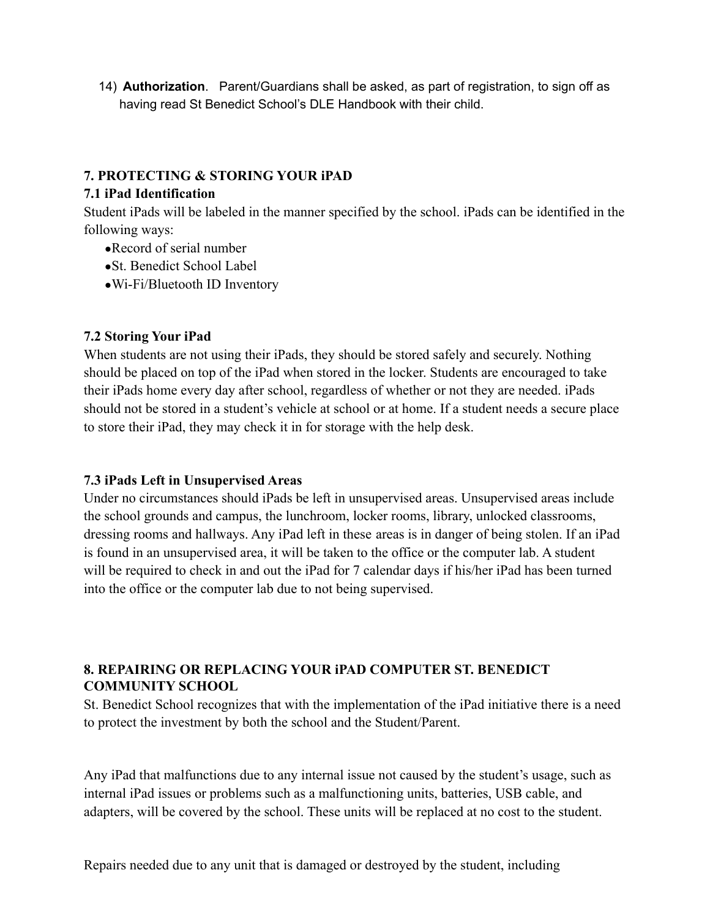14) **Authorization**. Parent/Guardians shall be asked, as part of registration, to sign off as having read St Benedict School's DLE Handbook with their child.

## 7. PROTECTING & STORING YOUR iPAD

### 7.1 iPad Identification

Student iPads will be labeled in the manner specified by the school. iPads can be identified in the following ways:

- Record of serial number
- St. Benedict School Label
- Wi-Fi/Bluetooth ID Inventory

### 7.2 Storing Your iPad

When students are not using their iPads, they should be stored safely and securely. Nothing should be placed on top of the iPad when stored in the locker. Students are encouraged to take their iPads home every day after school, regardless of whether or not they are needed. iPads should not be stored in a student's vehicle at school or at home. If a student needs a secure place to store their iPad, they may check it in for storage with the help desk.

### 7.3 iPads Left in Unsupervised Areas

Under no circumstances should iPads be left in unsupervised areas. Unsupervised areas include the school grounds and campus, the lunchroom, locker rooms, library, unlocked classrooms, dressing rooms and hallways. Any iPad left in these areas is in danger of being stolen. If an iPad is found in an unsupervised area, it will be taken to the office or the computer lab. A student will be required to check in and out the iPad for 7 calendar days if his/her iPad has been turned into the office or the computer lab due to not being supervised.

## 8. REPAIRING OR REPLACING YOUR iPAD COMPUTER ST. BENEDICT COMMUNITY SCHOOL

St. Benedict School recognizes that with the implementation of the iPad initiative there is a need to protect the investment by both the school and the Student/Parent.

Any iPad that malfunctions due to any internal issue not caused by the student's usage, such as internal iPad issues or problems such as a malfunctioning units, batteries, USB cable, and adapters, will be covered by the school. These units will be replaced at no cost to the student.

Repairs needed due to any unit that is damaged or destroyed by the student, including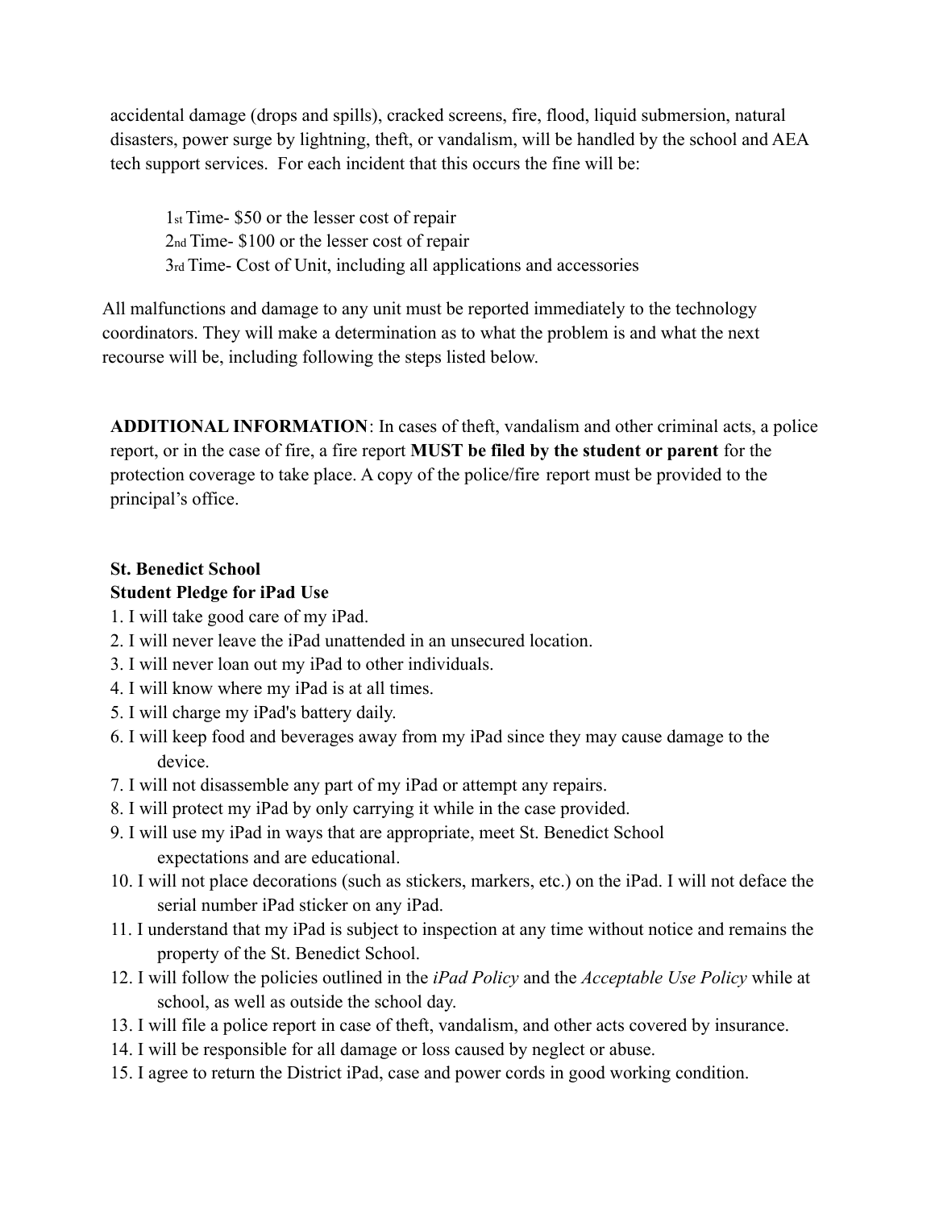accidental damage (drops and spills), cracked screens, fire, flood, liquid submersion, natural disasters, power surge by lightning, theft, or vandalism, will be handled by the school and AEA tech support services. For each incident that this occurs the fine will be:

1st Time- $50 or the lesser cost of repair
2nd Time- $100 or the lesser cost of repair
3rd Time- Cost of Unit, including all applications and accessories

All malfunctions and damage to any unit must be reported immediately to the technology coordinators. They will make a determination as to what the problem is and what the next recourse will be, including following the steps listed below.

**ADDITIONAL INFORMATION**: In cases of theft, vandalism and other criminal acts, a police report, or in the case of fire, a fire report **MUST be filed by the student or parent** for the protection coverage to take place. A copy of the police/fire report must be provided to the principal's office.

**St. Benedict School**
**Student Pledge for iPad Use**

1. I will take good care of my iPad.
2. I will never leave the iPad unattended in an unsecured location.
3. I will never loan out my iPad to other individuals.
4. I will know where my iPad is at all times.
5. I will charge my iPad's battery daily.
6. I will keep food and beverages away from my iPad since they may cause damage to the device.
7. I will not disassemble any part of my iPad or attempt any repairs.
8. I will protect my iPad by only carrying it while in the case provided.
9. I will use my iPad in ways that are appropriate, meet St. Benedict School expectations and are educational.
10. I will not place decorations (such as stickers, markers, etc.) on the iPad. I will not deface the serial number iPad sticker on any iPad.
11. I understand that my iPad is subject to inspection at any time without notice and remains the property of the St. Benedict School.
12. I will follow the policies outlined in the *iPad Policy* and the *Acceptable Use Policy* while at school, as well as outside the school day.
13. I will file a police report in case of theft, vandalism, and other acts covered by insurance.
14. I will be responsible for all damage or loss caused by neglect or abuse.
15. I agree to return the District iPad, case and power cords in good working condition.